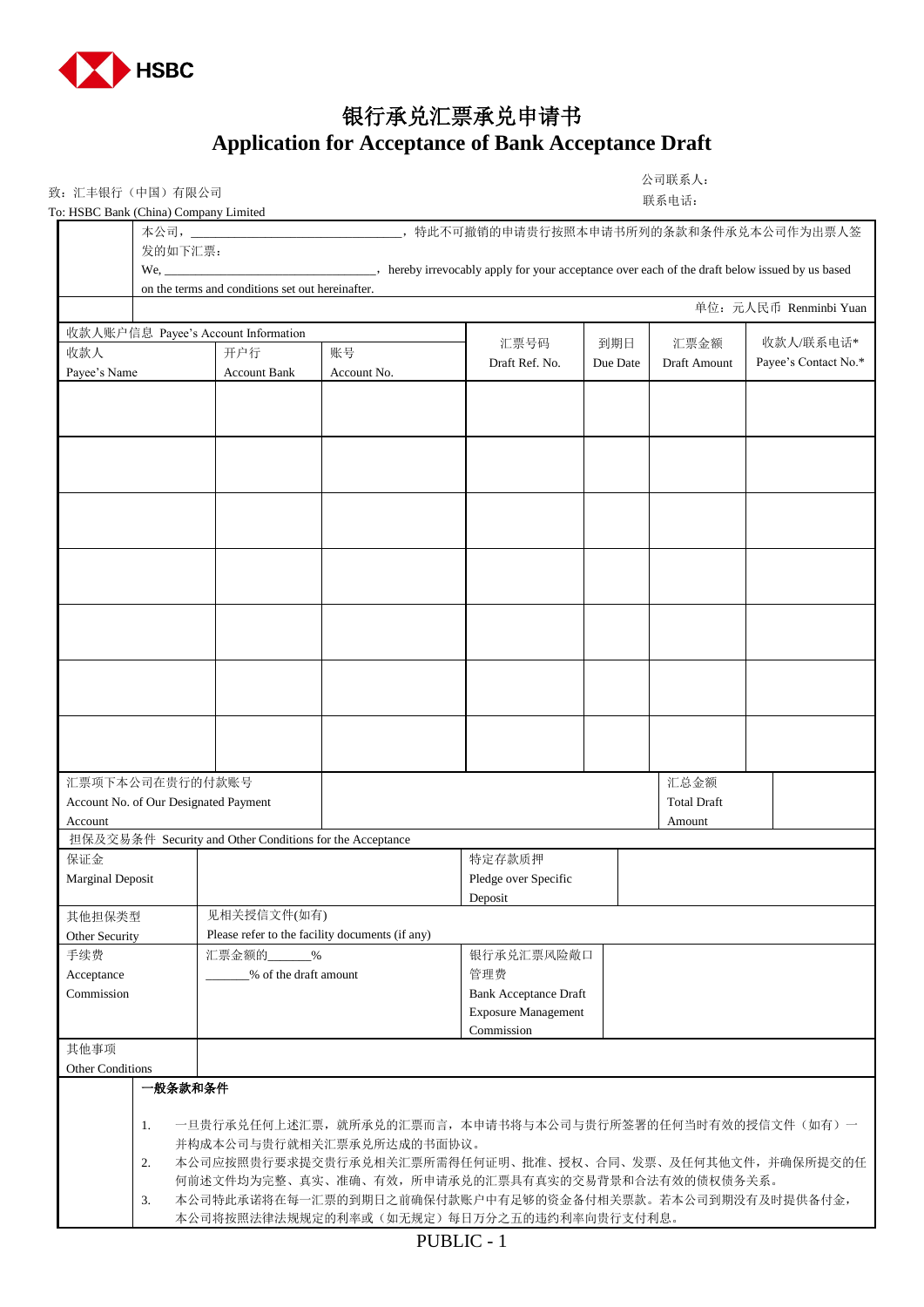HSBC

# 银行承兑汇票承兑申请书
# Application for Acceptance of Bank Acceptance Draft

致：汇丰银行（中国）有限公司
To: HSBC Bank (China) Company Limited

公司联系人：
联系电话：

本公司，\_\_\_\_\_\_\_\_\_\_\_\_\_\_\_\_\_\_\_\_\_\_\_\_\_\_\_\_\_\_\_\_，特此不可撤销的申请贵行按照本申请书所列的条款和条件承兑本公司作为出票人签发的如下汇票：

We, \_\_\_\_\_\_\_\_\_\_\_\_\_\_\_\_\_\_\_\_\_\_\_\_\_\_\_\_\_\_\_\_, hereby irrevocably apply for your acceptance over each of the draft below issued by us based on the terms and conditions set out hereinafter.

单位：元人民币 Renminbi Yuan

| 收款人账户信息 Payee's Account Information | | | 汇票号码 Draft Ref. No. | 到期日 Due Date | 汇票金额 Draft Amount | 收款人/联系电话* Payee's Contact No.* |
|---|---|---|---|---|---|---|
| 收款人 Payee's Name | 开户行 Account Bank | 账号 Account No. | | | | |
| | | | | | | |
| | | | | | | |
| | | | | | | |
| | | | | | | |
| | | | | | | |
| | | | | | | |
| | | | | | | |
| 汇票项下本公司在贵行的付款账号 Account No. of Our Designated Payment Account | | | | | 汇总金额 Total Draft Amount | |

担保及交易条件 Security and Other Conditions for the Acceptance

| | | | |
|---|---|---|---|
| 保证金 Marginal Deposit | | 特定存款质押 Pledge over Specific Deposit | |
| 其他担保类型 Other Security | 见相关授信文件(如有) Please refer to the facility documents (if any) | | |
| 手续费 Acceptance Commission | 汇票金额的\_\_\_\_\_\_% \_\_\_\_\_\_% of the draft amount | 银行承兑汇票风险敞口管理费 Bank Acceptance Draft Exposure Management Commission | |
| 其他事项 Other Conditions | | | |

**一般条款和条件**

1. 一旦贵行承兑任何上述汇票，就所承兑的汇票而言，本申请书将与本公司与贵行所签署的任何当时有效的授信文件（如有）一并构成本公司与贵行就相关汇票承兑所达成的书面协议。
2. 本公司应按照贵行要求提交贵行承兑相关汇票所需得任何证明、批准、授权、合同、发票、及任何其他文件，并确保所提交的任何前述文件均为完整、真实、准确、有效，所申请承兑的汇票具有真实的交易背景和合法有效的债权债务关系。
3. 本公司特此承诺将在每一汇票的到期日之前确保付款账户中有足够的资金备付相关票款。若本公司到期没有及时提供备付金，本公司将按照法律法规规定的利率或（如无规定）每日万分之五的违约利率向贵行支付利息。

PUBLIC - 1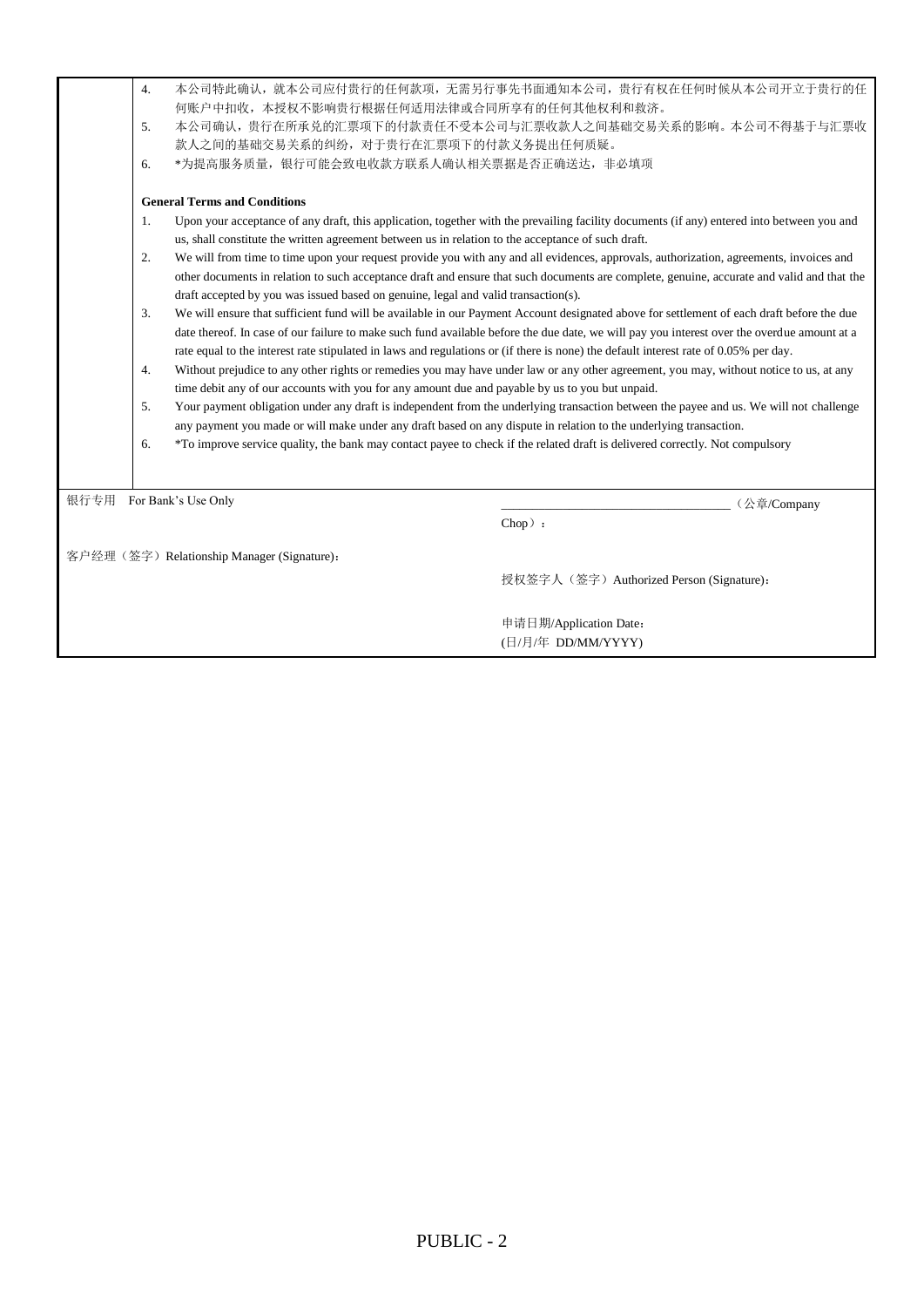4. 本公司特此确认，就本公司应付贵行的任何款项，无需另行事先书面通知本公司，贵行有权在任何时候从本公司开立于贵行的任何账户中扣收，本授权不影响贵行根据任何适用法律或合同所享有的任何其他权利和救济。
5. 本公司确认，贵行在所承兑的汇票项下的付款责任不受本公司与汇票收款人之间基础交易关系的影响。本公司不得基于与汇票收款人之间的基础交易关系的纠纷，对于贵行在汇票项下的付款义务提出任何质疑。
6. *为提高服务质量，银行可能会致电收款方联系人确认相关票据是否正确送达，非必填项

**General Terms and Conditions**

1. Upon your acceptance of any draft, this application, together with the prevailing facility documents (if any) entered into between you and us, shall constitute the written agreement between us in relation to the acceptance of such draft.
2. We will from time to time upon your request provide you with any and all evidences, approvals, authorization, agreements, invoices and other documents in relation to such acceptance draft and ensure that such documents are complete, genuine, accurate and valid and that the draft accepted by you was issued based on genuine, legal and valid transaction(s).
3. We will ensure that sufficient fund will be available in our Payment Account designated above for settlement of each draft before the due date thereof. In case of our failure to make such fund available before the due date, we will pay you interest over the overdue amount at a rate equal to the interest rate stipulated in laws and regulations or (if there is none) the default interest rate of 0.05% per day.
4. Without prejudice to any other rights or remedies you may have under law or any other agreement, you may, without notice to us, at any time debit any of our accounts with you for any amount due and payable by us to you but unpaid.
5. Your payment obligation under any draft is independent from the underlying transaction between the payee and us. We will not challenge any payment you made or will make under any draft based on any dispute in relation to the underlying transaction.
6. *To improve service quality, the bank may contact payee to check if the related draft is delivered correctly. Not compulsory

银行专用 For Bank's Use Only

客户经理（签字）Relationship Manager (Signature)：

___________________________________（公章/Company Chop）：

授权签字人（签字）Authorized Person (Signature)：

申请日期/Application Date：
(日/月/年 DD/MM/YYYY)